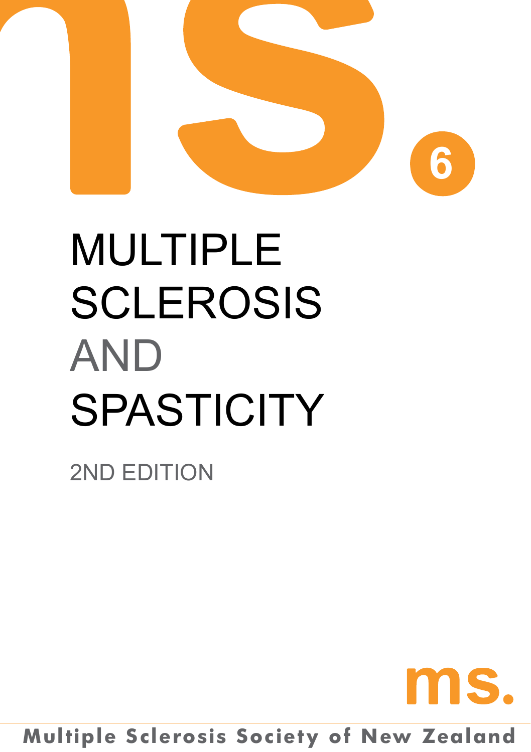6

# MULTIPLE SCLEROSIS AND SPASTICITY

2ND EDITION

ms.

Multiple Sclerosis Society of New Zealand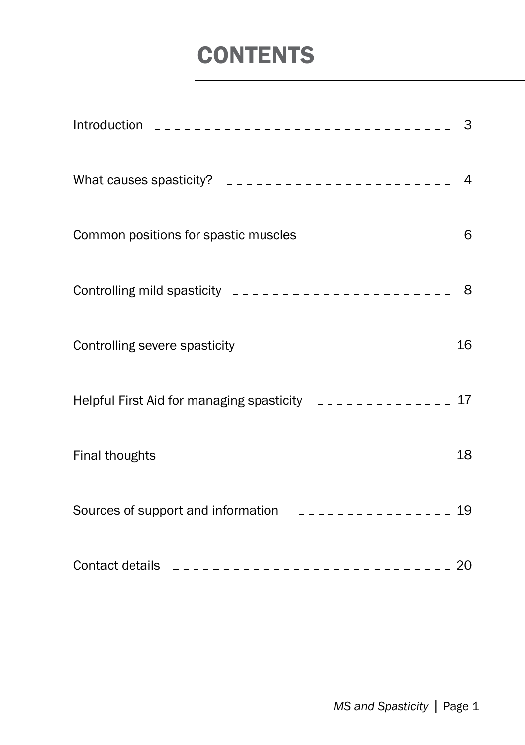# CONTENTS

| | |
|---|---|
| Introduction | 3 |
| What causes spasticity? | 4 |
| Common positions for spastic muscles | 6 |
| Controlling mild spasticity | 8 |
| Controlling severe spasticity | 16 |
| Helpful First Aid for managing spasticity | 17 |
| Final thoughts | 18 |
| Sources of support and information | 19 |
| Contact details | 20 |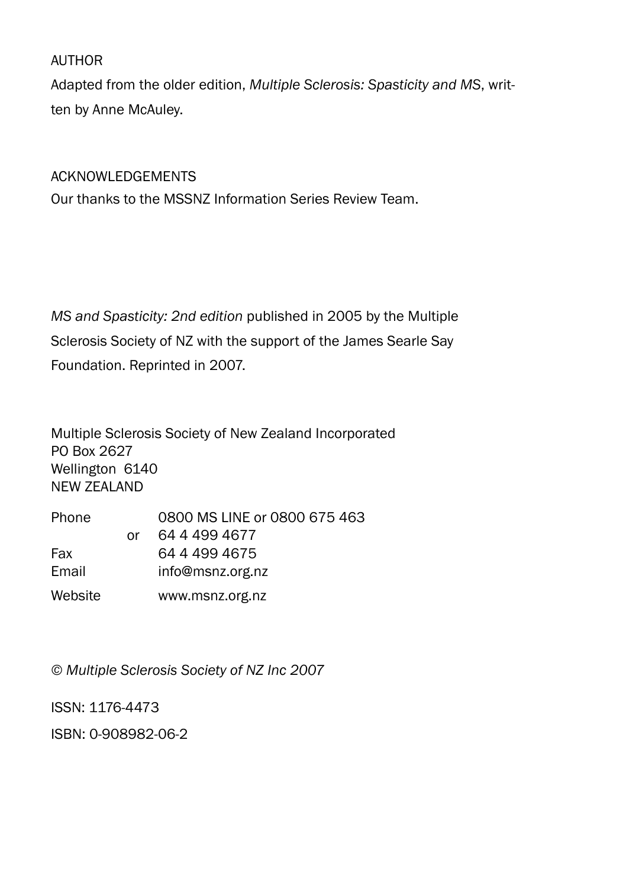AUTHOR

Adapted from the older edition, *Multiple Sclerosis: Spasticity and MS*, written by Anne McAuley.

ACKNOWLEDGEMENTS

Our thanks to the MSSNZ Information Series Review Team.

*MS and Spasticity: 2nd edition* published in 2005 by the Multiple Sclerosis Society of NZ with the support of the James Searle Say Foundation. Reprinted in 2007.

Multiple Sclerosis Society of New Zealand Incorporated
PO Box 2627
Wellington 6140
NEW ZEALAND

| | | |
|---|---|---|
| Phone | | 0800 MS LINE or 0800 675 463 |
| | or | 64 4 499 4677 |
| Fax | | 64 4 499 4675 |
| Email | | info@msnz.org.nz |
| Website | | www.msnz.org.nz |

*© Multiple Sclerosis Society of NZ Inc 2007*

ISSN: 1176-4473

ISBN: 0-908982-06-2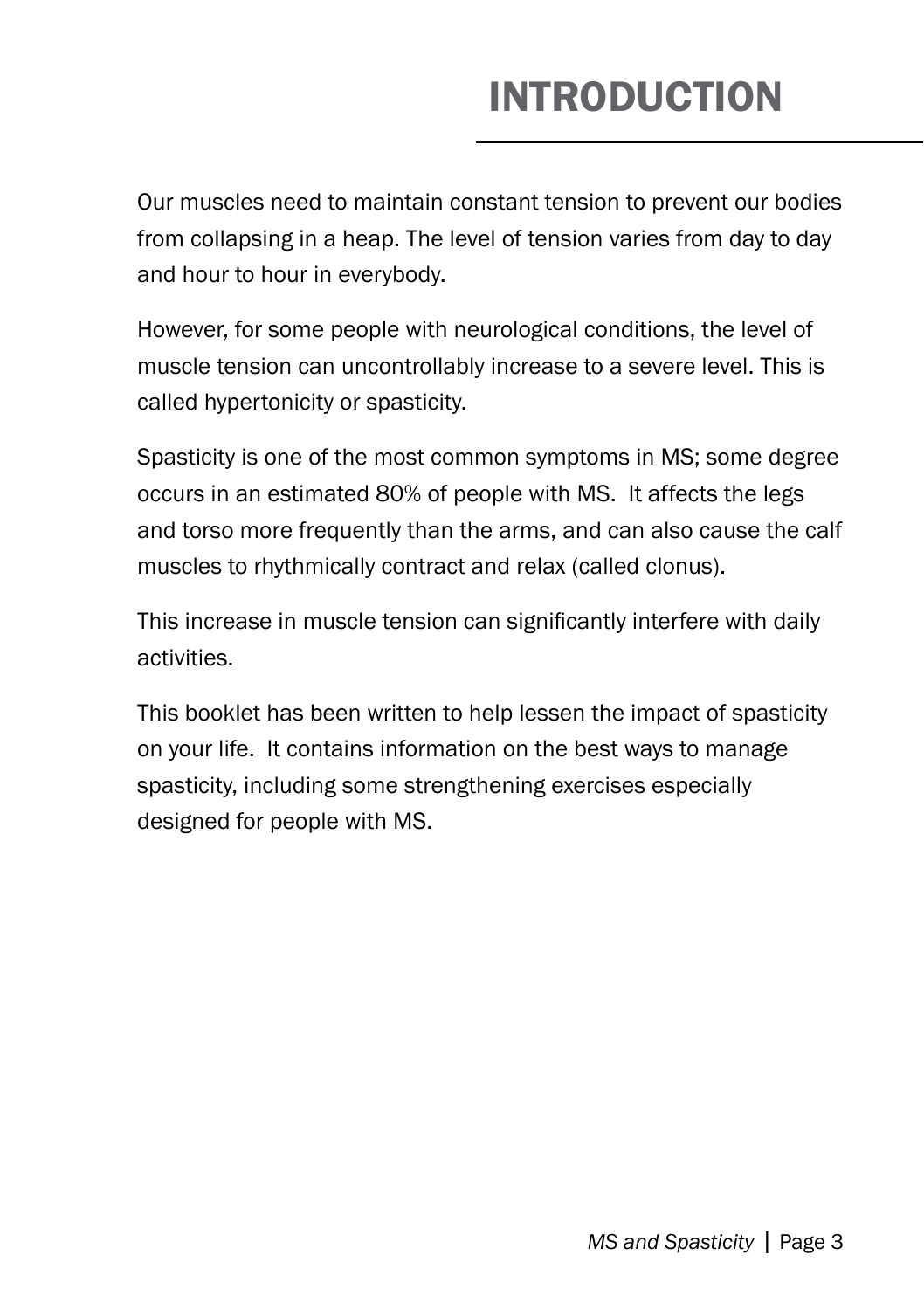# INTRODUCTION

Our muscles need to maintain constant tension to prevent our bodies from collapsing in a heap. The level of tension varies from day to day and hour to hour in everybody.

However, for some people with neurological conditions, the level of muscle tension can uncontrollably increase to a severe level. This is called hypertonicity or spasticity.

Spasticity is one of the most common symptoms in MS; some degree occurs in an estimated 80% of people with MS. It affects the legs and torso more frequently than the arms, and can also cause the calf muscles to rhythmically contract and relax (called clonus).

This increase in muscle tension can significantly interfere with daily activities.

This booklet has been written to help lessen the impact of spasticity on your life. It contains information on the best ways to manage spasticity, including some strengthening exercises especially designed for people with MS.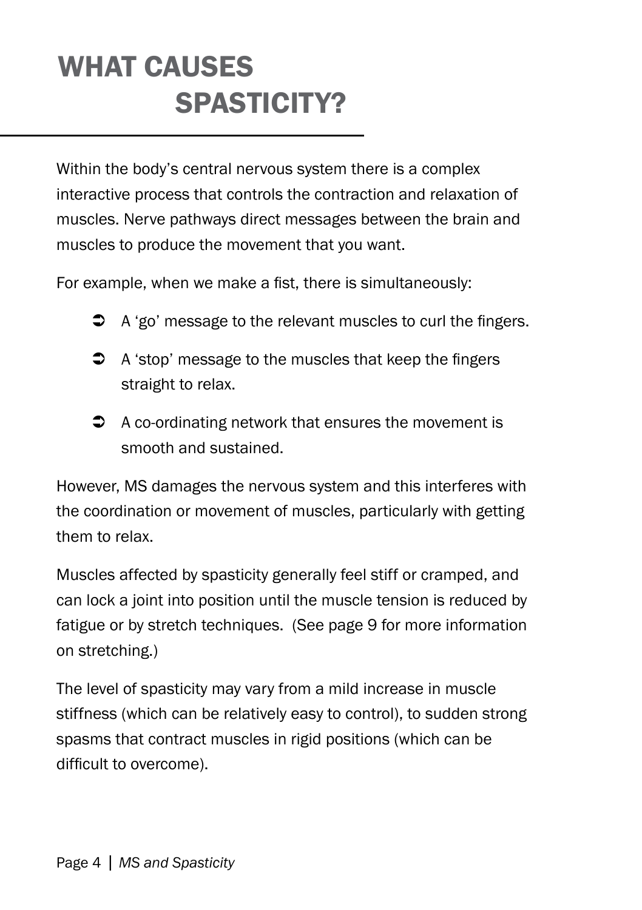# WHAT CAUSES SPASTICITY?

Within the body's central nervous system there is a complex interactive process that controls the contraction and relaxation of muscles. Nerve pathways direct messages between the brain and muscles to produce the movement that you want.

For example, when we make a fist, there is simultaneously:

- A 'go' message to the relevant muscles to curl the fingers.
- A 'stop' message to the muscles that keep the fingers straight to relax.
- A co-ordinating network that ensures the movement is smooth and sustained.

However, MS damages the nervous system and this interferes with the coordination or movement of muscles, particularly with getting them to relax.

Muscles affected by spasticity generally feel stiff or cramped, and can lock a joint into position until the muscle tension is reduced by fatigue or by stretch techniques. (See page 9 for more information on stretching.)

The level of spasticity may vary from a mild increase in muscle stiffness (which can be relatively easy to control), to sudden strong spasms that contract muscles in rigid positions (which can be difficult to overcome).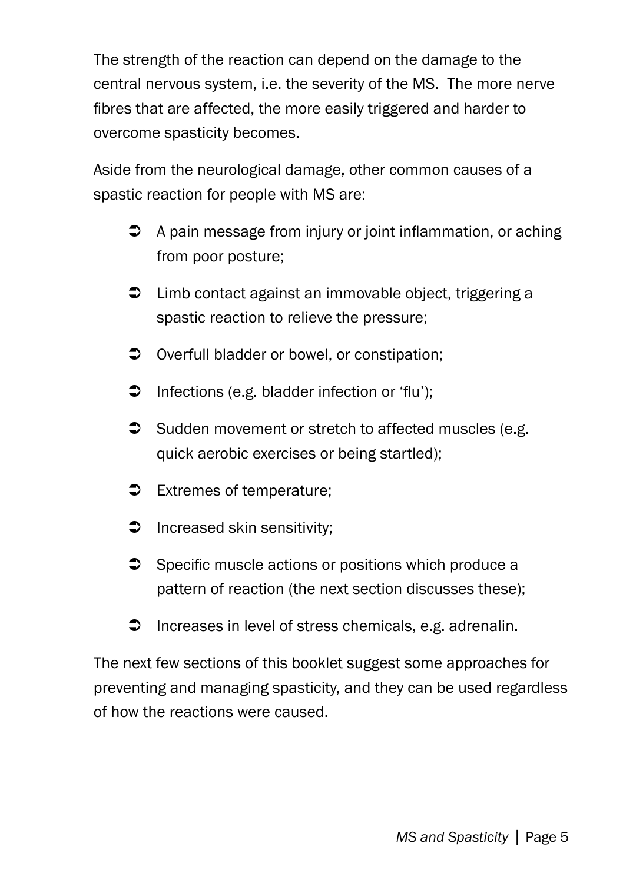The strength of the reaction can depend on the damage to the central nervous system, i.e. the severity of the MS. The more nerve fibres that are affected, the more easily triggered and harder to overcome spasticity becomes.

Aside from the neurological damage, other common causes of a spastic reaction for people with MS are:

- A pain message from injury or joint inflammation, or aching from poor posture;
- Limb contact against an immovable object, triggering a spastic reaction to relieve the pressure;
- Overfull bladder or bowel, or constipation;
- Infections (e.g. bladder infection or 'flu');
- Sudden movement or stretch to affected muscles (e.g. quick aerobic exercises or being startled);
- Extremes of temperature;
- Increased skin sensitivity;
- Specific muscle actions or positions which produce a pattern of reaction (the next section discusses these);
- Increases in level of stress chemicals, e.g. adrenalin.

The next few sections of this booklet suggest some approaches for preventing and managing spasticity, and they can be used regardless of how the reactions were caused.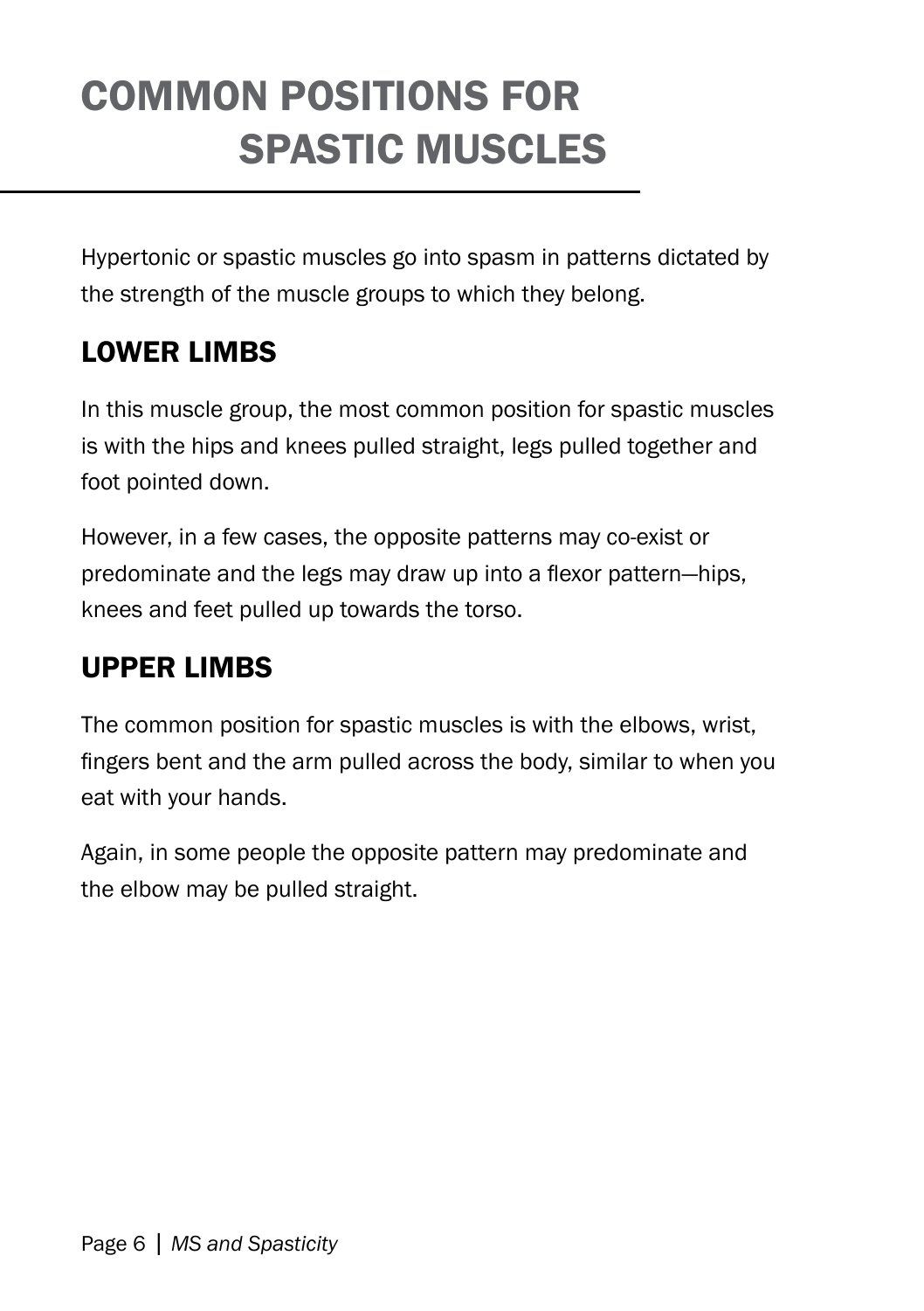# COMMON POSITIONS FOR SPASTIC MUSCLES

Hypertonic or spastic muscles go into spasm in patterns dictated by the strength of the muscle groups to which they belong.

## LOWER LIMBS

In this muscle group, the most common position for spastic muscles is with the hips and knees pulled straight, legs pulled together and foot pointed down.

However, in a few cases, the opposite patterns may co-exist or predominate and the legs may draw up into a flexor pattern—hips, knees and feet pulled up towards the torso.

## UPPER LIMBS

The common position for spastic muscles is with the elbows, wrist, fingers bent and the arm pulled across the body, similar to when you eat with your hands.

Again, in some people the opposite pattern may predominate and the elbow may be pulled straight.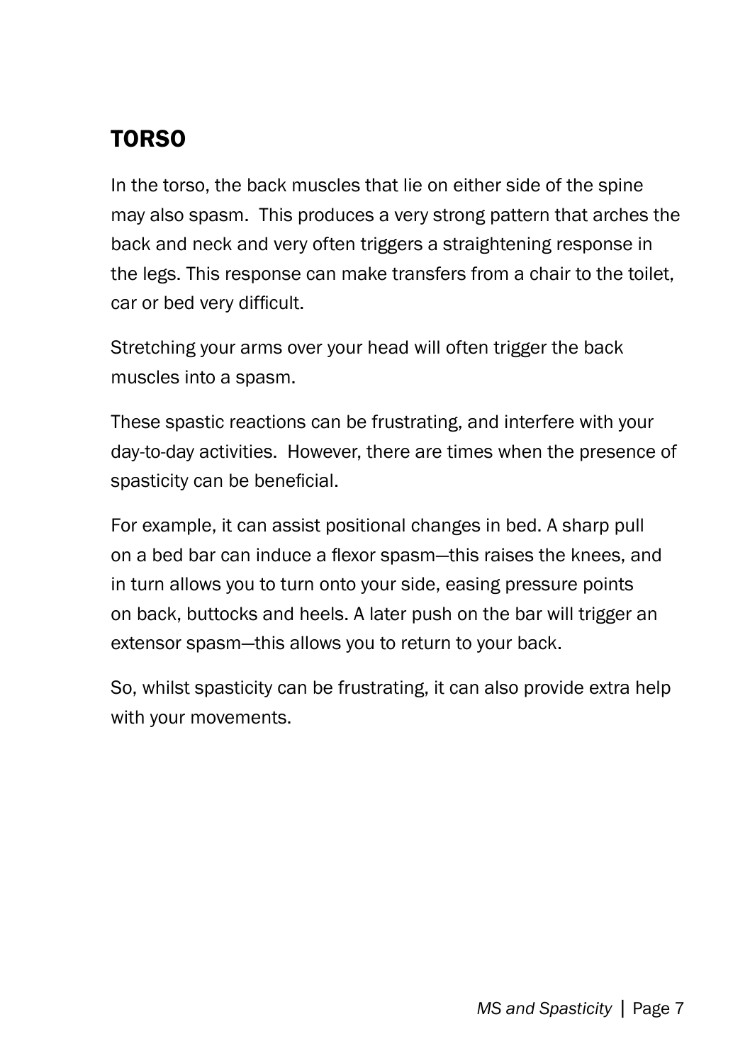## TORSO

In the torso, the back muscles that lie on either side of the spine may also spasm. This produces a very strong pattern that arches the back and neck and very often triggers a straightening response in the legs. This response can make transfers from a chair to the toilet, car or bed very difficult.

Stretching your arms over your head will often trigger the back muscles into a spasm.

These spastic reactions can be frustrating, and interfere with your day-to-day activities. However, there are times when the presence of spasticity can be beneficial.

For example, it can assist positional changes in bed. A sharp pull on a bed bar can induce a flexor spasm—this raises the knees, and in turn allows you to turn onto your side, easing pressure points on back, buttocks and heels. A later push on the bar will trigger an extensor spasm—this allows you to return to your back.

So, whilst spasticity can be frustrating, it can also provide extra help with your movements.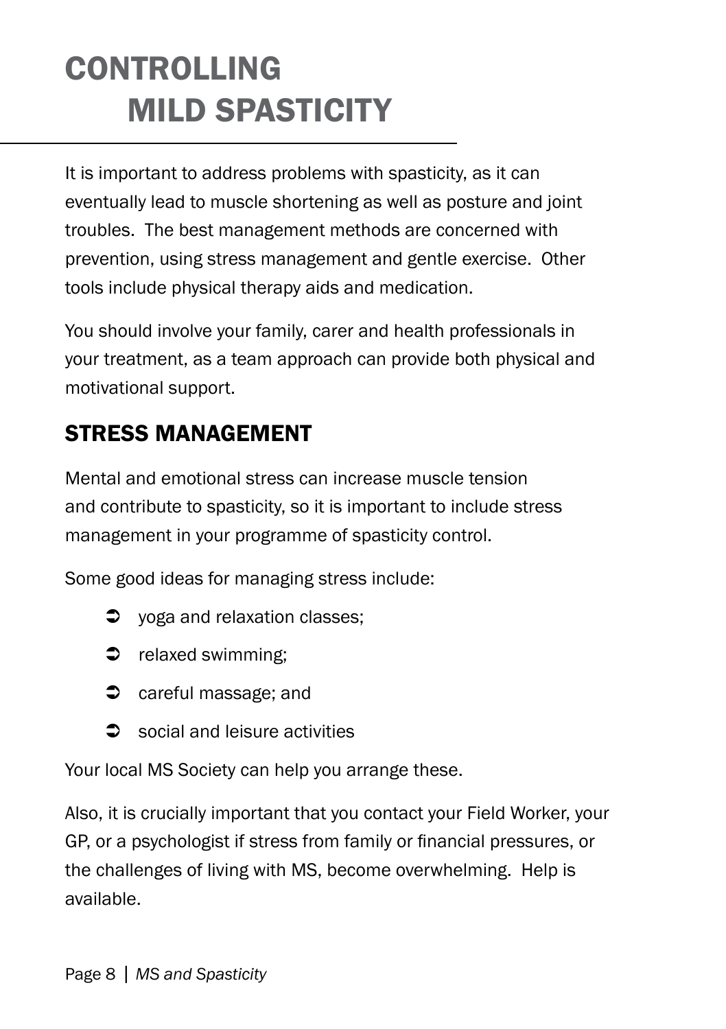# CONTROLLING MILD SPASTICITY

It is important to address problems with spasticity, as it can eventually lead to muscle shortening as well as posture and joint troubles. The best management methods are concerned with prevention, using stress management and gentle exercise. Other tools include physical therapy aids and medication.

You should involve your family, carer and health professionals in your treatment, as a team approach can provide both physical and motivational support.

## STRESS MANAGEMENT

Mental and emotional stress can increase muscle tension and contribute to spasticity, so it is important to include stress management in your programme of spasticity control.

Some good ideas for managing stress include:

- yoga and relaxation classes;
- relaxed swimming;
- careful massage; and
- social and leisure activities

Your local MS Society can help you arrange these.

Also, it is crucially important that you contact your Field Worker, your GP, or a psychologist if stress from family or financial pressures, or the challenges of living with MS, become overwhelming. Help is available.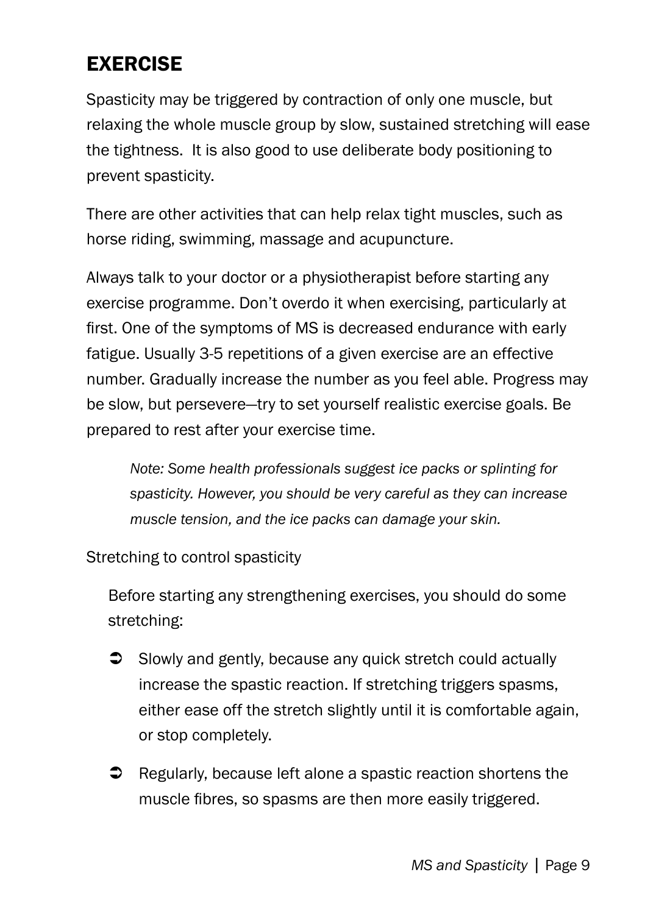## EXERCISE

Spasticity may be triggered by contraction of only one muscle, but relaxing the whole muscle group by slow, sustained stretching will ease the tightness. It is also good to use deliberate body positioning to prevent spasticity.

There are other activities that can help relax tight muscles, such as horse riding, swimming, massage and acupuncture.

Always talk to your doctor or a physiotherapist before starting any exercise programme. Don't overdo it when exercising, particularly at first. One of the symptoms of MS is decreased endurance with early fatigue. Usually 3-5 repetitions of a given exercise are an effective number. Gradually increase the number as you feel able. Progress may be slow, but persevere—try to set yourself realistic exercise goals. Be prepared to rest after your exercise time.

> *Note: Some health professionals suggest ice packs or splinting for spasticity. However, you should be very careful as they can increase muscle tension, and the ice packs can damage your skin.*

Stretching to control spasticity

Before starting any strengthening exercises, you should do some stretching:

- Slowly and gently, because any quick stretch could actually increase the spastic reaction. If stretching triggers spasms, either ease off the stretch slightly until it is comfortable again, or stop completely.
- Regularly, because left alone a spastic reaction shortens the muscle fibres, so spasms are then more easily triggered.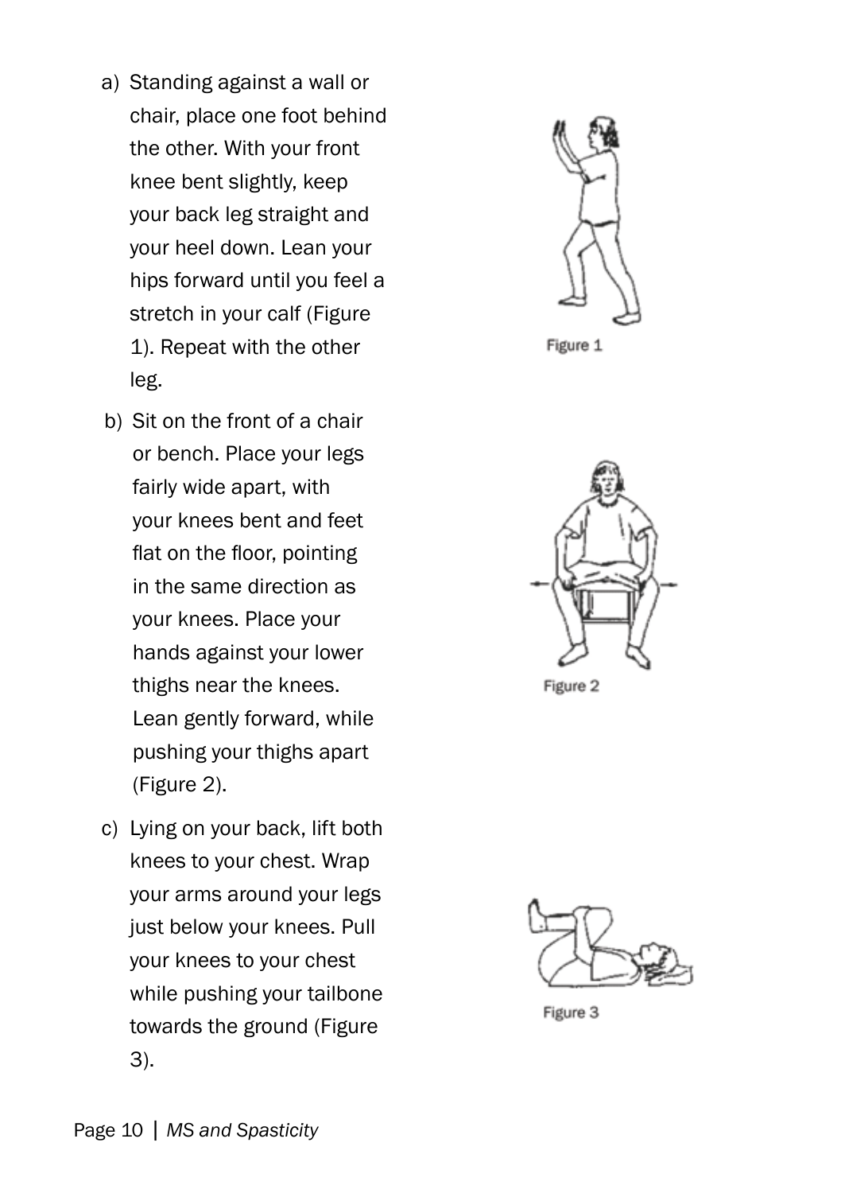a) Standing against a wall or chair, place one foot behind the other. With your front knee bent slightly, keep your back leg straight and your heel down. Lean your hips forward until you feel a stretch in your calf (Figure 1). Repeat with the other leg.

Figure 1

b) Sit on the front of a chair or bench. Place your legs fairly wide apart, with your knees bent and feet flat on the floor, pointing in the same direction as your knees. Place your hands against your lower thighs near the knees. Lean gently forward, while pushing your thighs apart (Figure 2).

Figure 2

c) Lying on your back, lift both knees to your chest. Wrap your arms around your legs just below your knees. Pull your knees to your chest while pushing your tailbone towards the ground (Figure 3).

Figure 3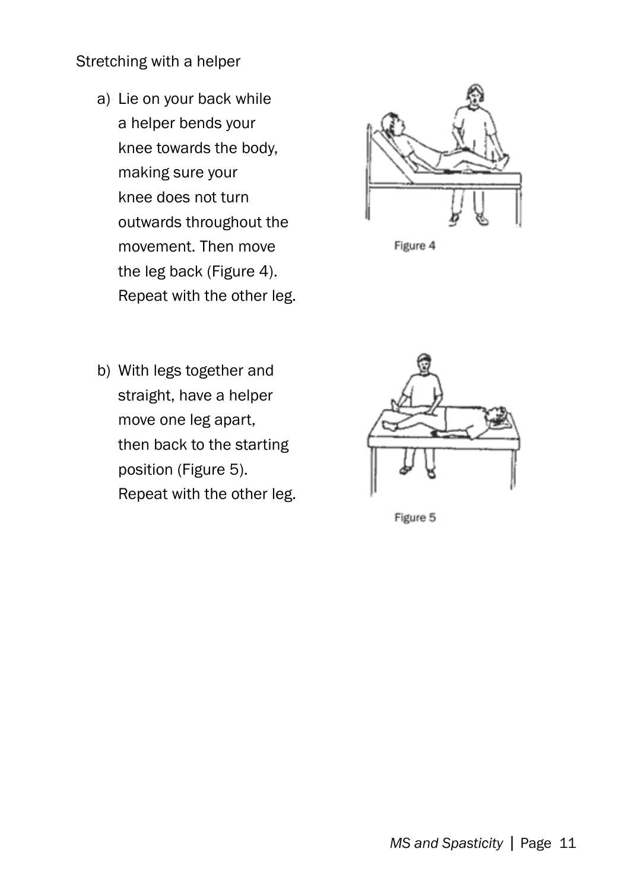Stretching with a helper

a) Lie on your back while a helper bends your knee towards the body, making sure your knee does not turn outwards throughout the movement. Then move the leg back (Figure 4). Repeat with the other leg.

Figure 4

b) With legs together and straight, have a helper move one leg apart, then back to the starting position (Figure 5). Repeat with the other leg.

Figure 5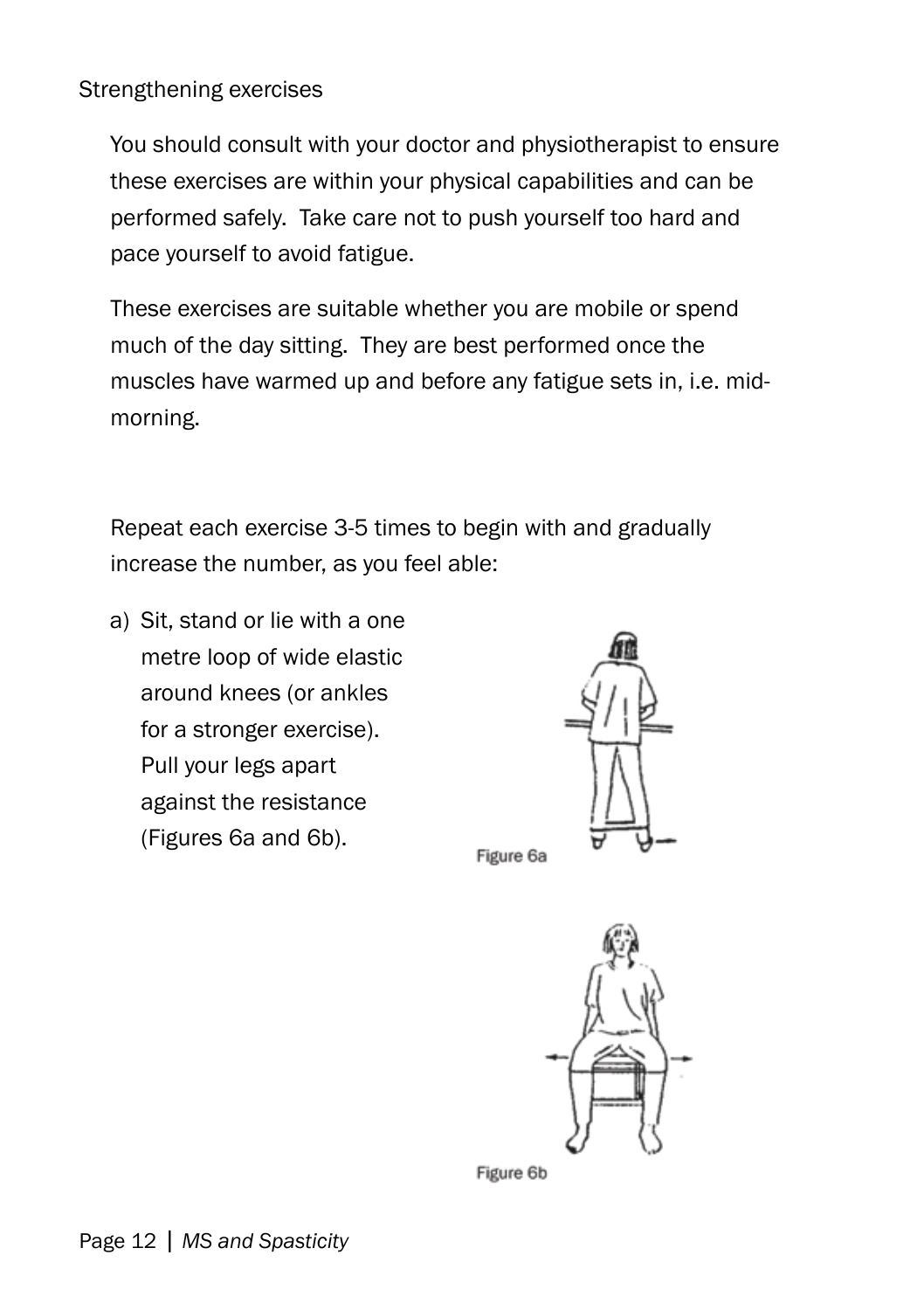## Strengthening exercises

You should consult with your doctor and physiotherapist to ensure these exercises are within your physical capabilities and can be performed safely. Take care not to push yourself too hard and pace yourself to avoid fatigue.

These exercises are suitable whether you are mobile or spend much of the day sitting. They are best performed once the muscles have warmed up and before any fatigue sets in, i.e. mid-morning.

Repeat each exercise 3-5 times to begin with and gradually increase the number, as you feel able:

a) Sit, stand or lie with a one metre loop of wide elastic around knees (or ankles for a stronger exercise). Pull your legs apart against the resistance (Figures 6a and 6b).

Figure 6a

Figure 6b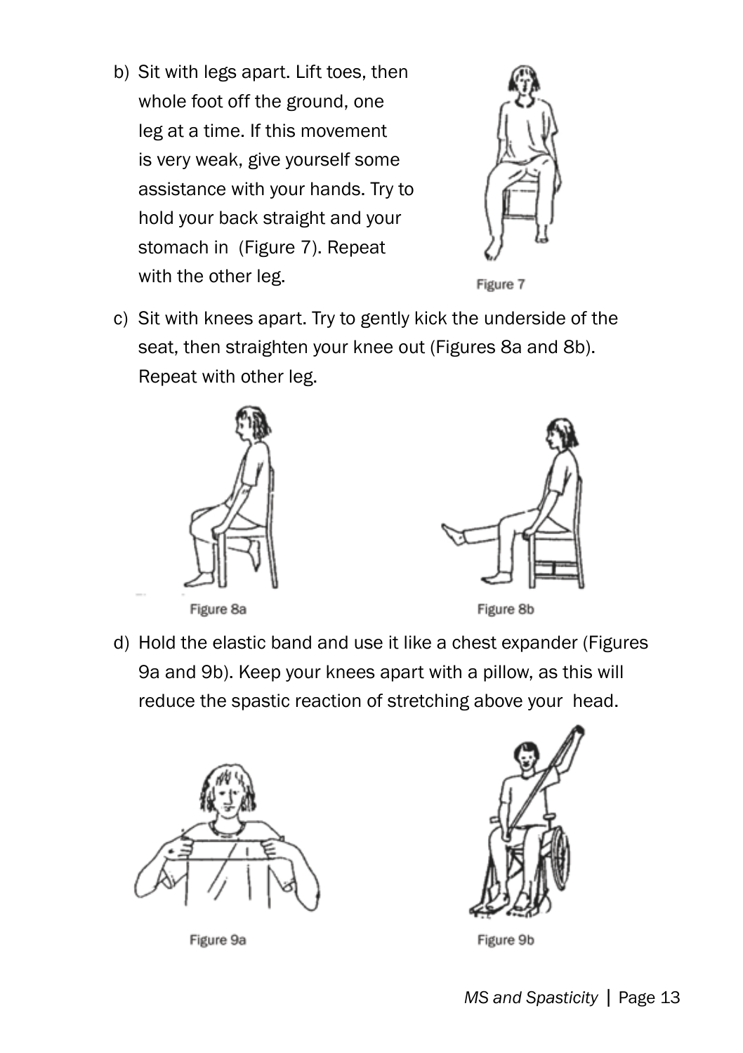b) Sit with legs apart. Lift toes, then whole foot off the ground, one leg at a time. If this movement is very weak, give yourself some assistance with your hands. Try to hold your back straight and your stomach in (Figure 7). Repeat with the other leg.

Figure 7

c) Sit with knees apart. Try to gently kick the underside of the seat, then straighten your knee out (Figures 8a and 8b). Repeat with other leg.

Figure 8a

Figure 8b

d) Hold the elastic band and use it like a chest expander (Figures 9a and 9b). Keep your knees apart with a pillow, as this will reduce the spastic reaction of stretching above your head.

Figure 9a

Figure 9b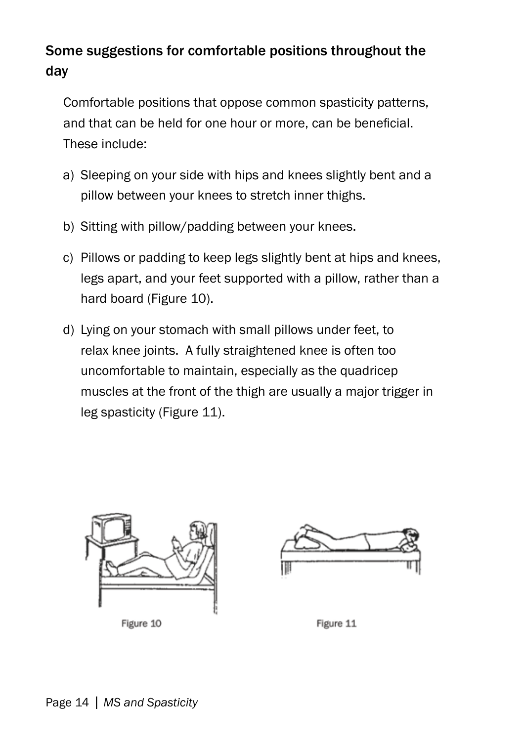## Some suggestions for comfortable positions throughout the day

Comfortable positions that oppose common spasticity patterns, and that can be held for one hour or more, can be beneficial. These include:

a) Sleeping on your side with hips and knees slightly bent and a pillow between your knees to stretch inner thighs.

b) Sitting with pillow/padding between your knees.

c) Pillows or padding to keep legs slightly bent at hips and knees, legs apart, and your feet supported with a pillow, rather than a hard board (Figure 10).

d) Lying on your stomach with small pillows under feet, to relax knee joints. A fully straightened knee is often too uncomfortable to maintain, especially as the quadricep muscles at the front of the thigh are usually a major trigger in leg spasticity (Figure 11).

Figure 10

Figure 11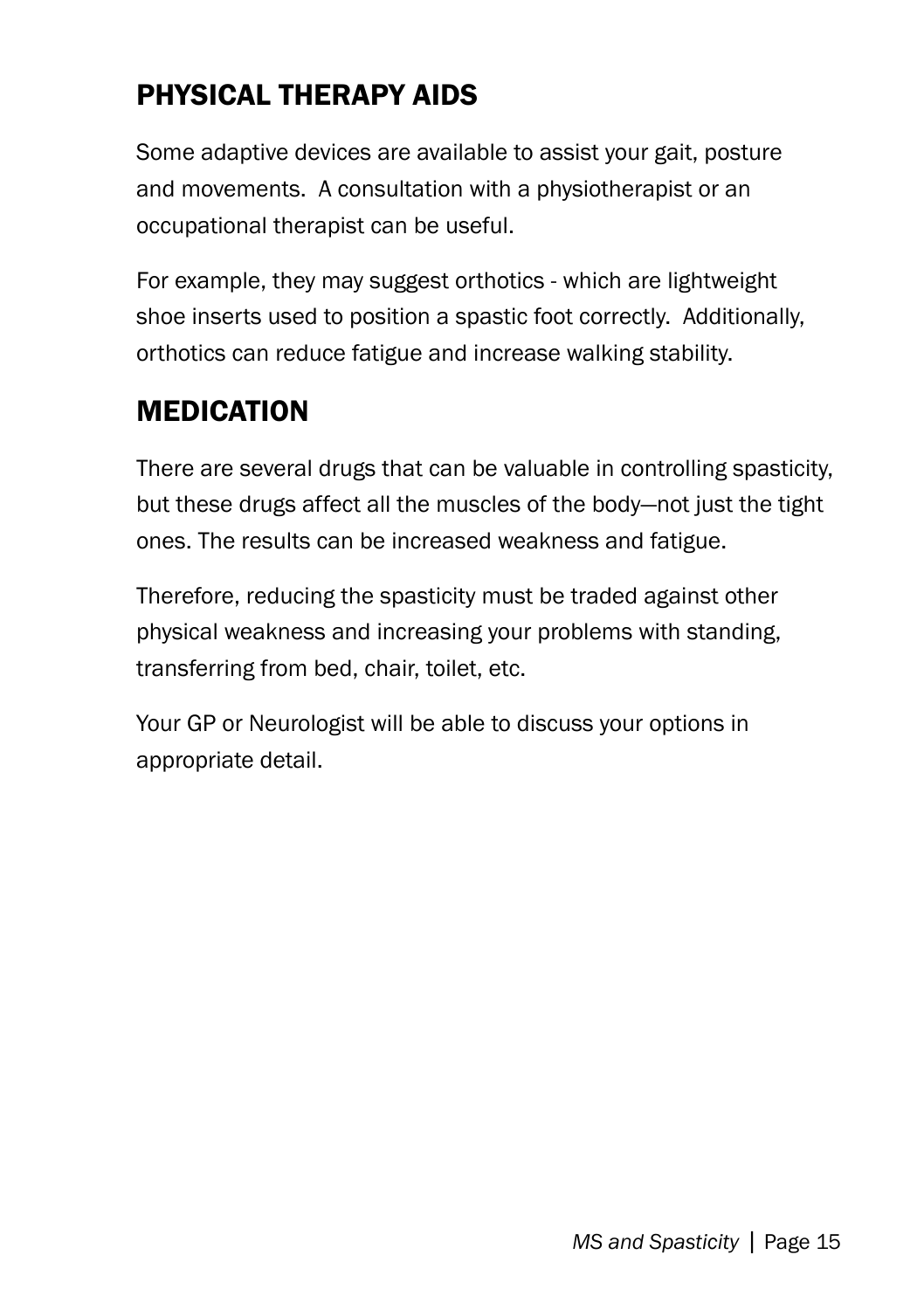## PHYSICAL THERAPY AIDS

Some adaptive devices are available to assist your gait, posture and movements.  A consultation with a physiotherapist or an occupational therapist can be useful.

For example, they may suggest orthotics - which are lightweight shoe inserts used to position a spastic foot correctly.  Additionally, orthotics can reduce fatigue and increase walking stability.

## MEDICATION

There are several drugs that can be valuable in controlling spasticity, but these drugs affect all the muscles of the body—not just the tight ones. The results can be increased weakness and fatigue.

Therefore, reducing the spasticity must be traded against other physical weakness and increasing your problems with standing, transferring from bed, chair, toilet, etc.

Your GP or Neurologist will be able to discuss your options in appropriate detail.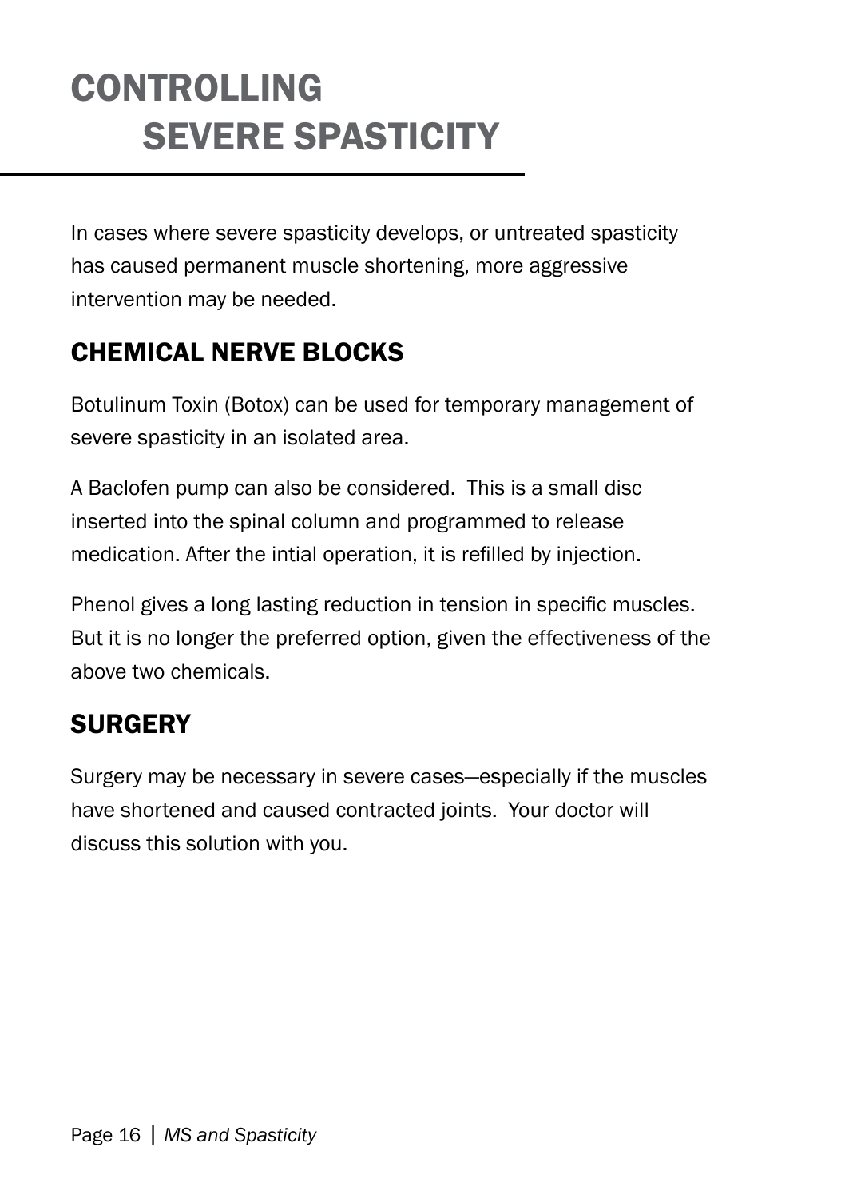# CONTROLLING SEVERE SPASTICITY

In cases where severe spasticity develops, or untreated spasticity has caused permanent muscle shortening, more aggressive intervention may be needed.

## CHEMICAL NERVE BLOCKS

Botulinum Toxin (Botox) can be used for temporary management of severe spasticity in an isolated area.

A Baclofen pump can also be considered. This is a small disc inserted into the spinal column and programmed to release medication. After the intial operation, it is refilled by injection.

Phenol gives a long lasting reduction in tension in specific muscles. But it is no longer the preferred option, given the effectiveness of the above two chemicals.

## SURGERY

Surgery may be necessary in severe cases—especially if the muscles have shortened and caused contracted joints. Your doctor will discuss this solution with you.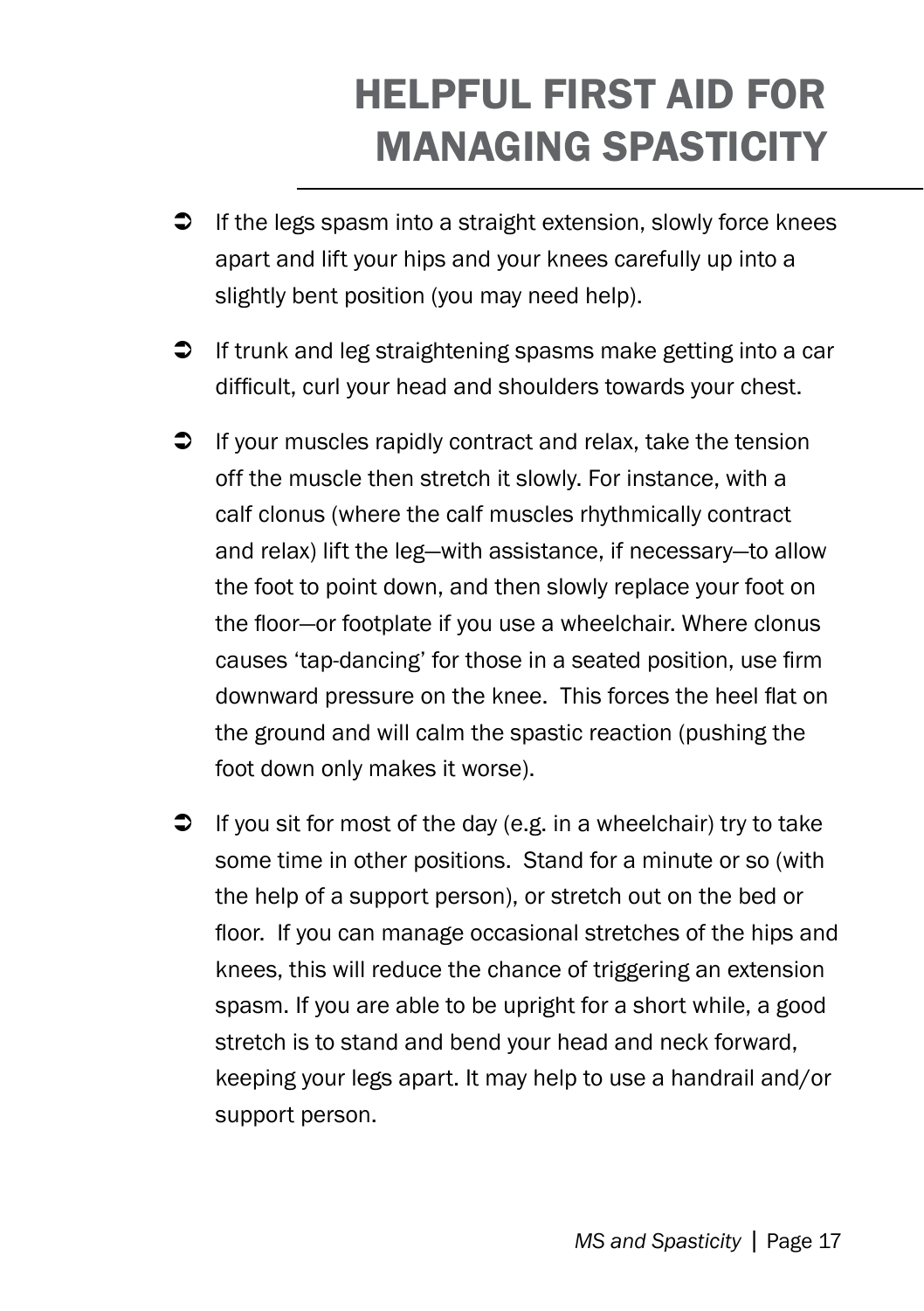# HELPFUL FIRST AID FOR MANAGING SPASTICITY

- If the legs spasm into a straight extension, slowly force knees apart and lift your hips and your knees carefully up into a slightly bent position (you may need help).
- If trunk and leg straightening spasms make getting into a car difficult, curl your head and shoulders towards your chest.
- If your muscles rapidly contract and relax, take the tension off the muscle then stretch it slowly. For instance, with a calf clonus (where the calf muscles rhythmically contract and relax) lift the leg—with assistance, if necessary—to allow the foot to point down, and then slowly replace your foot on the floor—or footplate if you use a wheelchair. Where clonus causes 'tap-dancing' for those in a seated position, use firm downward pressure on the knee. This forces the heel flat on the ground and will calm the spastic reaction (pushing the foot down only makes it worse).
- If you sit for most of the day (e.g. in a wheelchair) try to take some time in other positions. Stand for a minute or so (with the help of a support person), or stretch out on the bed or floor. If you can manage occasional stretches of the hips and knees, this will reduce the chance of triggering an extension spasm. If you are able to be upright for a short while, a good stretch is to stand and bend your head and neck forward, keeping your legs apart. It may help to use a handrail and/or support person.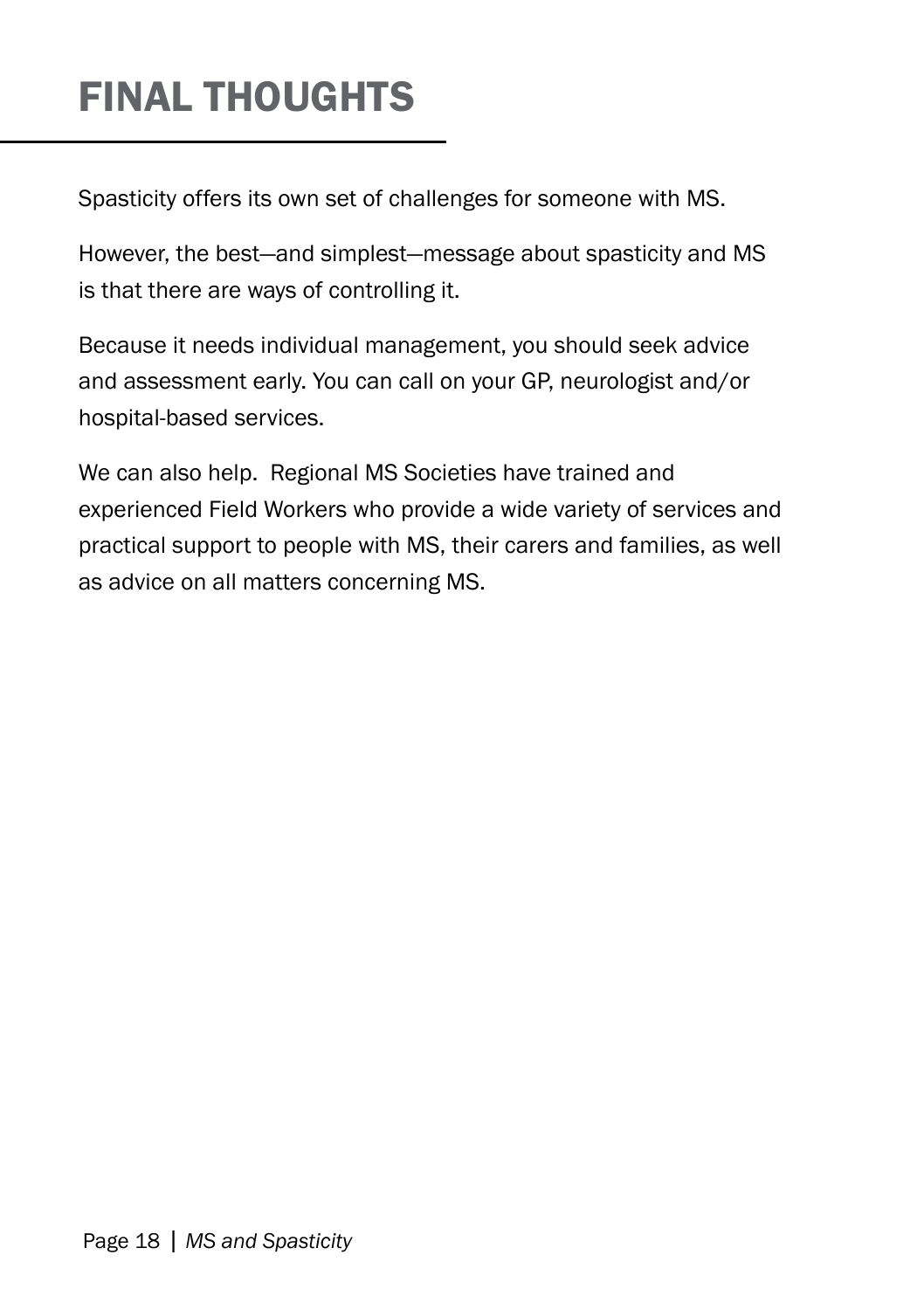# FINAL THOUGHTS

Spasticity offers its own set of challenges for someone with MS.

However, the best—and simplest—message about spasticity and MS is that there are ways of controlling it.

Because it needs individual management, you should seek advice and assessment early. You can call on your GP, neurologist and/or hospital-based services.

We can also help. Regional MS Societies have trained and experienced Field Workers who provide a wide variety of services and practical support to people with MS, their carers and families, as well as advice on all matters concerning MS.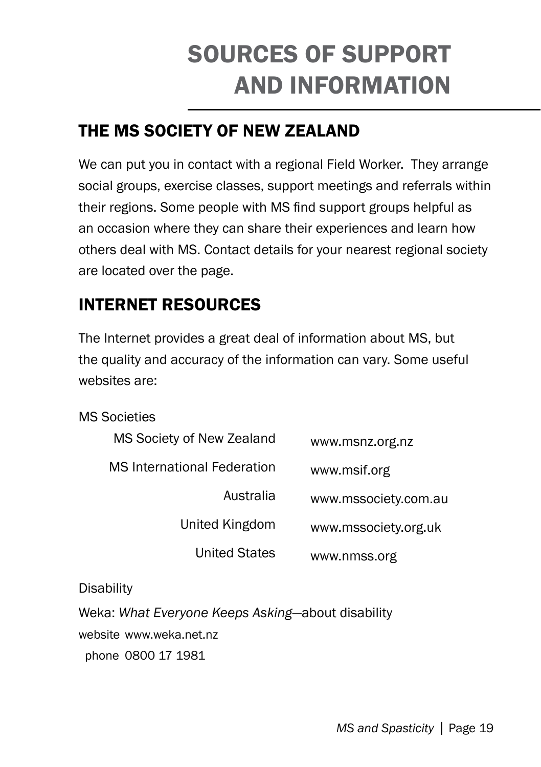# SOURCES OF SUPPORT AND INFORMATION

## THE MS SOCIETY OF NEW ZEALAND

We can put you in contact with a regional Field Worker. They arrange social groups, exercise classes, support meetings and referrals within their regions. Some people with MS find support groups helpful as an occasion where they can share their experiences and learn how others deal with MS. Contact details for your nearest regional society are located over the page.

## INTERNET RESOURCES

The Internet provides a great deal of information about MS, but the quality and accuracy of the information can vary. Some useful websites are:

MS Societies

| | |
|---|---|
| MS Society of New Zealand | www.msnz.org.nz |
| MS International Federation | www.msif.org |
| Australia | www.mssociety.com.au |
| United Kingdom | www.mssociety.org.uk |
| United States | www.nmss.org |

Disability

Weka: *What Everyone Keeps Asking*—about disability

website www.weka.net.nz

phone 0800 17 1981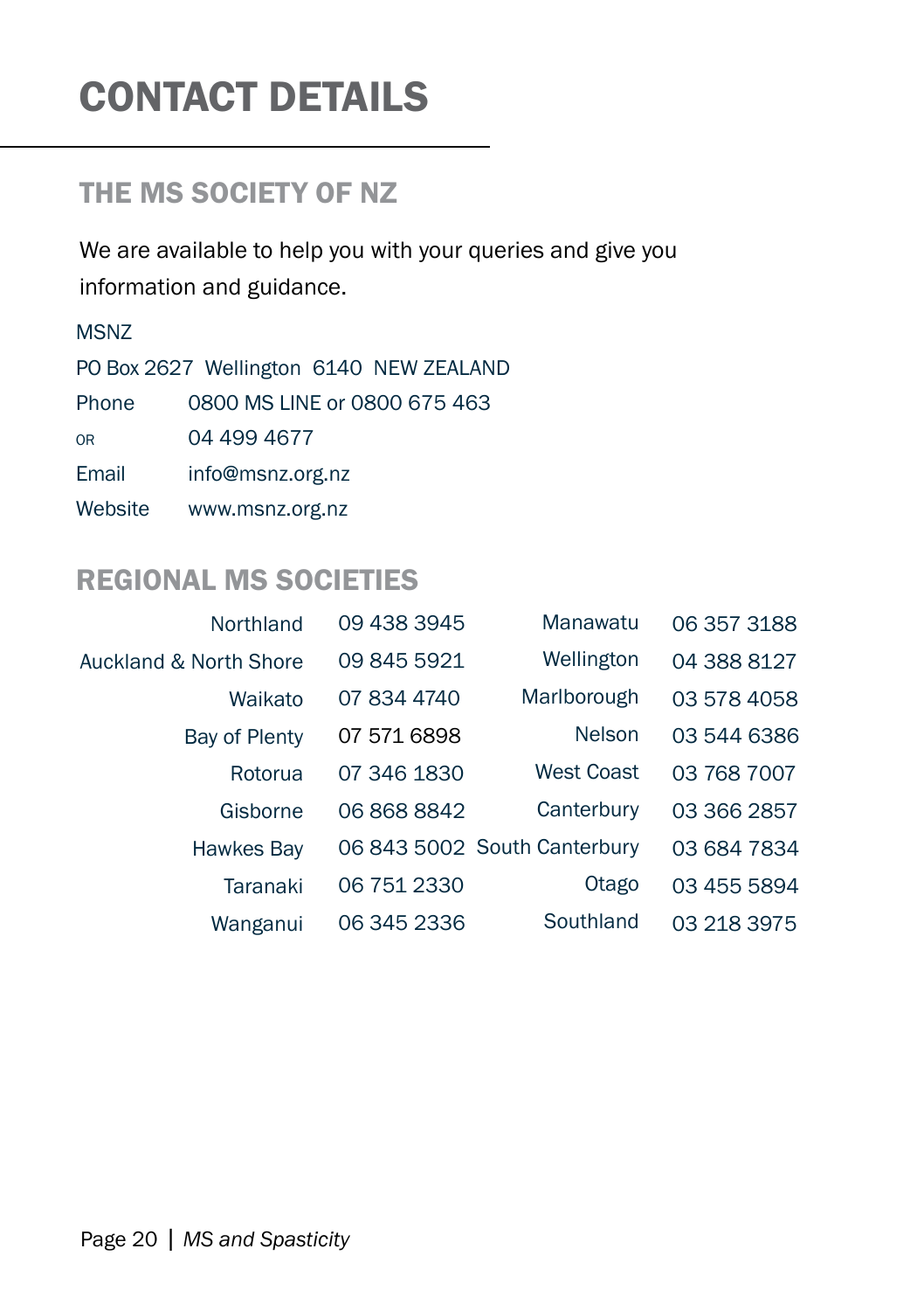# CONTACT DETAILS

## THE MS SOCIETY OF NZ

We are available to help you with your queries and give you information and guidance.

MSNZ
PO Box 2627 Wellington 6140 NEW ZEALAND

| | |
|---|---|
| Phone | 0800 MS LINE or 0800 675 463 |
| OR | 04 499 4677 |
| Email | info@msnz.org.nz |
| Website | www.msnz.org.nz |

## REGIONAL MS SOCIETIES

| | | | |
|---|---|---|---|
| Northland | 09 438 3945 | Manawatu | 06 357 3188 |
| Auckland & North Shore | 09 845 5921 | Wellington | 04 388 8127 |
| Waikato | 07 834 4740 | Marlborough | 03 578 4058 |
| Bay of Plenty | 07 571 6898 | Nelson | 03 544 6386 |
| Rotorua | 07 346 1830 | West Coast | 03 768 7007 |
| Gisborne | 06 868 8842 | Canterbury | 03 366 2857 |
| Hawkes Bay | 06 843 5002 | South Canterbury | 03 684 7834 |
| Taranaki | 06 751 2330 | Otago | 03 455 5894 |
| Wanganui | 06 345 2336 | Southland | 03 218 3975 |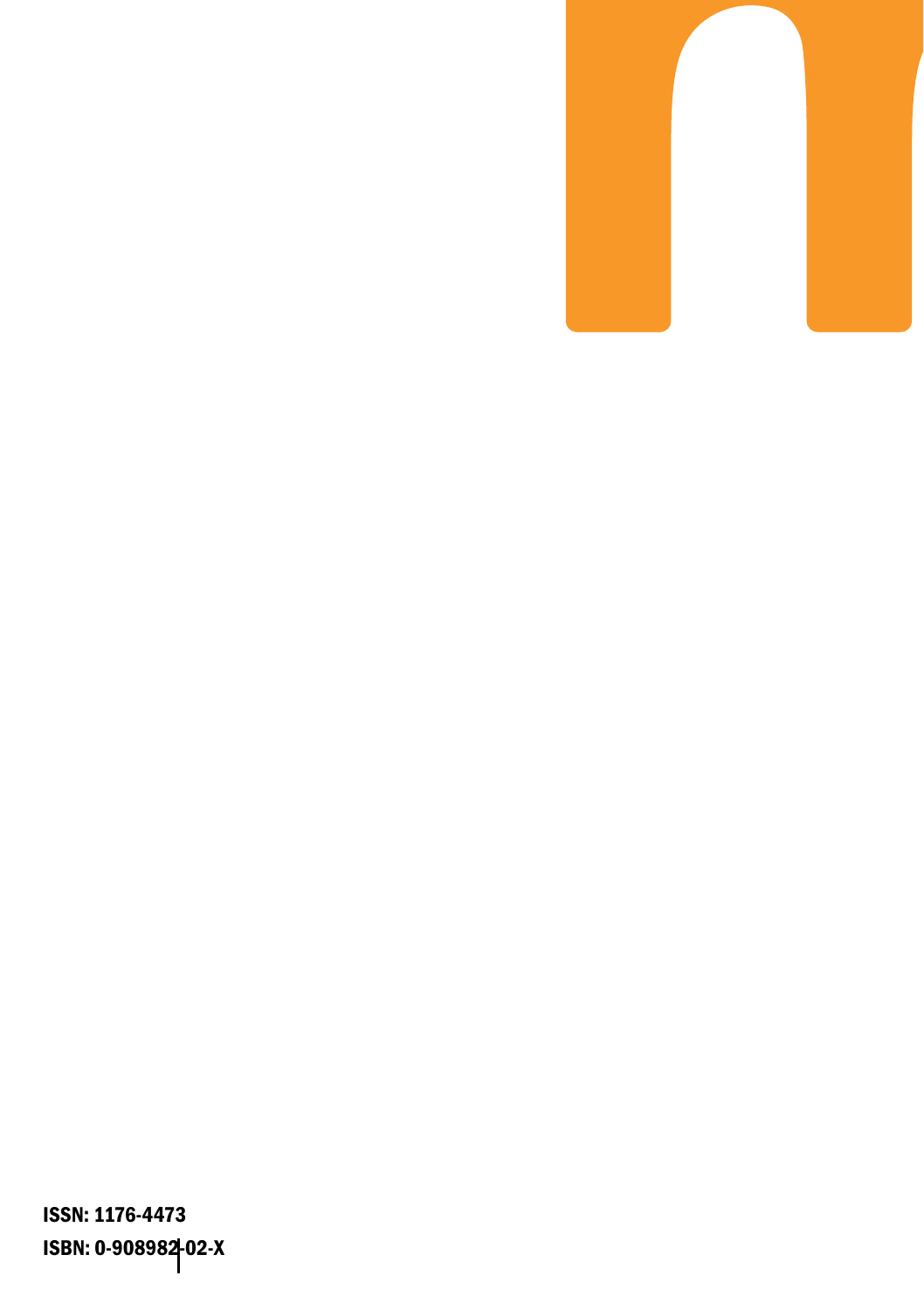ISSN: 1176-4473

ISBN: 0-908982-02-X